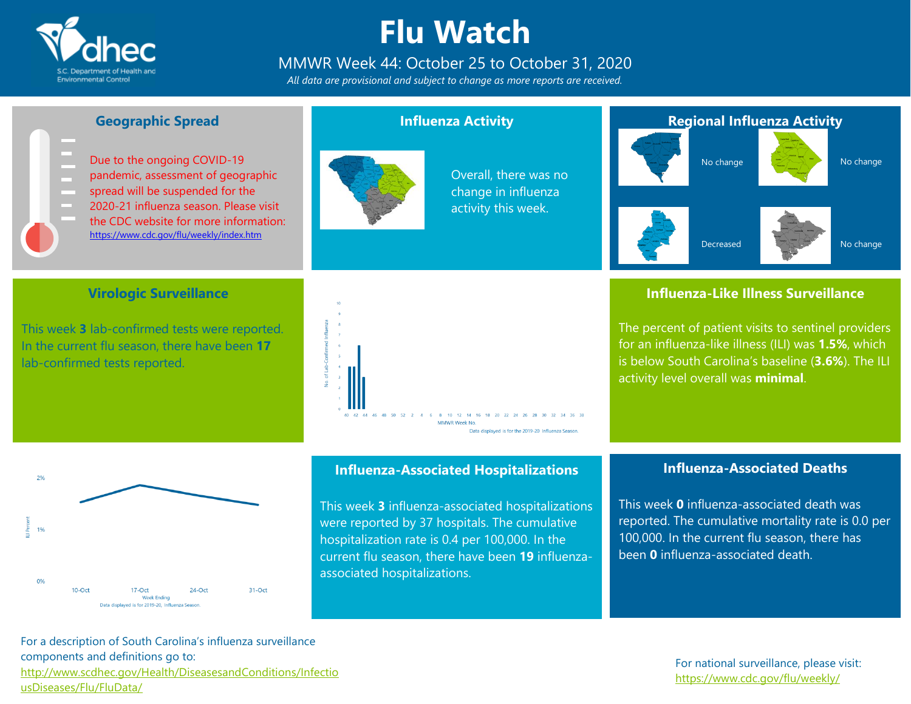# Flu Watch

MMWR Week 44: October 25 to October 31, 2020

*All data are provisional and subject to change as more reports are received.*

## Geographic Spread

Due to the ongoing COVID-19 pandemic, assessment of geographic spread will be suspended for the 2020-21 influenza season. Please visit the CDC website for more information: https://www.cdc.gov/flu/weekly/index.htm

## Influenza Activity

Overall, there was no change in influenza activity this week.

## Regional Influenza Activity

No change

No change

Decreased

No change

## Virologic Surveillance

This week **3** lab-confirmed tests were reported. In the current flu season, there have been **17** lab-confirmed tests reported.

Data displayed is for the 2019-20 Influenza Season.

## Influenza-Like Illness Surveillance

The percent of patient visits to sentinel providers for an influenza-like illness (ILI) was **1.5%**, which is below South Carolina's baseline (**3.6%**). The ILI activity level overall was **minimal**.

Data displayed is for 2019-20, Influenza Season.

## Influenza-Associated Hospitalizations

This week **3** influenza-associated hospitalizations were reported by 37 hospitals. The cumulative hospitalization rate is 0.4 per 100,000. In the current flu season, there have been **19** influenza-associated hospitalizations.

## Influenza-Associated Deaths

This week **0** influenza-associated death was reported. The cumulative mortality rate is 0.0 per 100,000. In the current flu season, there has been **0** influenza-associated death.

For a description of South Carolina's influenza surveillance components and definitions go to: http://www.scdhec.gov/Health/DiseasesandConditions/InfectiousDiseases/Flu/FluData/

For national surveillance, please visit: https://www.cdc.gov/flu/weekly/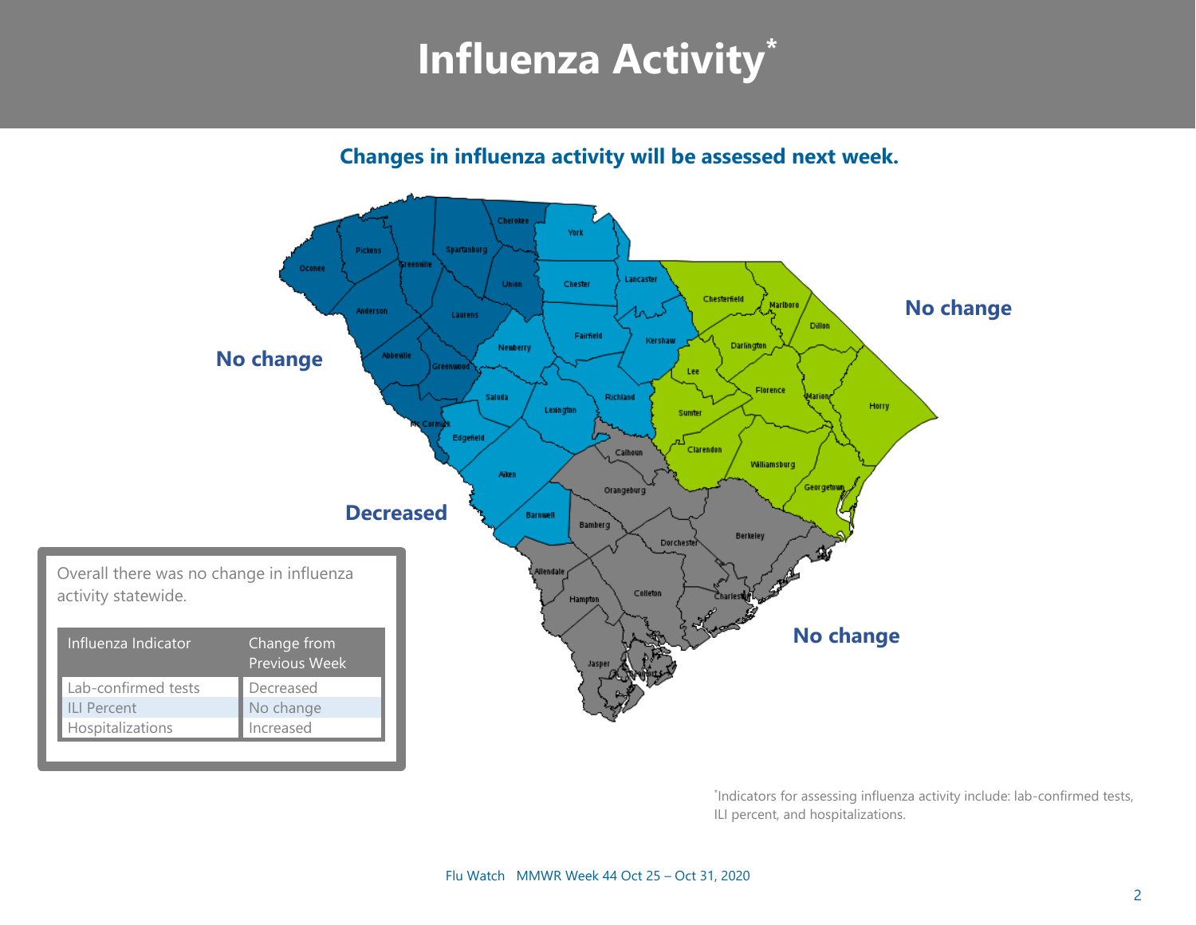# Influenza Activity*

**Changes in influenza activity will be assessed next week.**

No change

No change

Decreased

No change

Overall there was no change in influenza activity statewide.

| Influenza Indicator | Change from Previous Week |
|---|---|
| Lab-confirmed tests | Decreased |
| ILI Percent | No change |
| Hospitalizations | Increased |

*Indicators for assessing influenza activity include: lab-confirmed tests, ILI percent, and hospitalizations.

Flu Watch MMWR Week 44 Oct 25 – Oct 31, 2020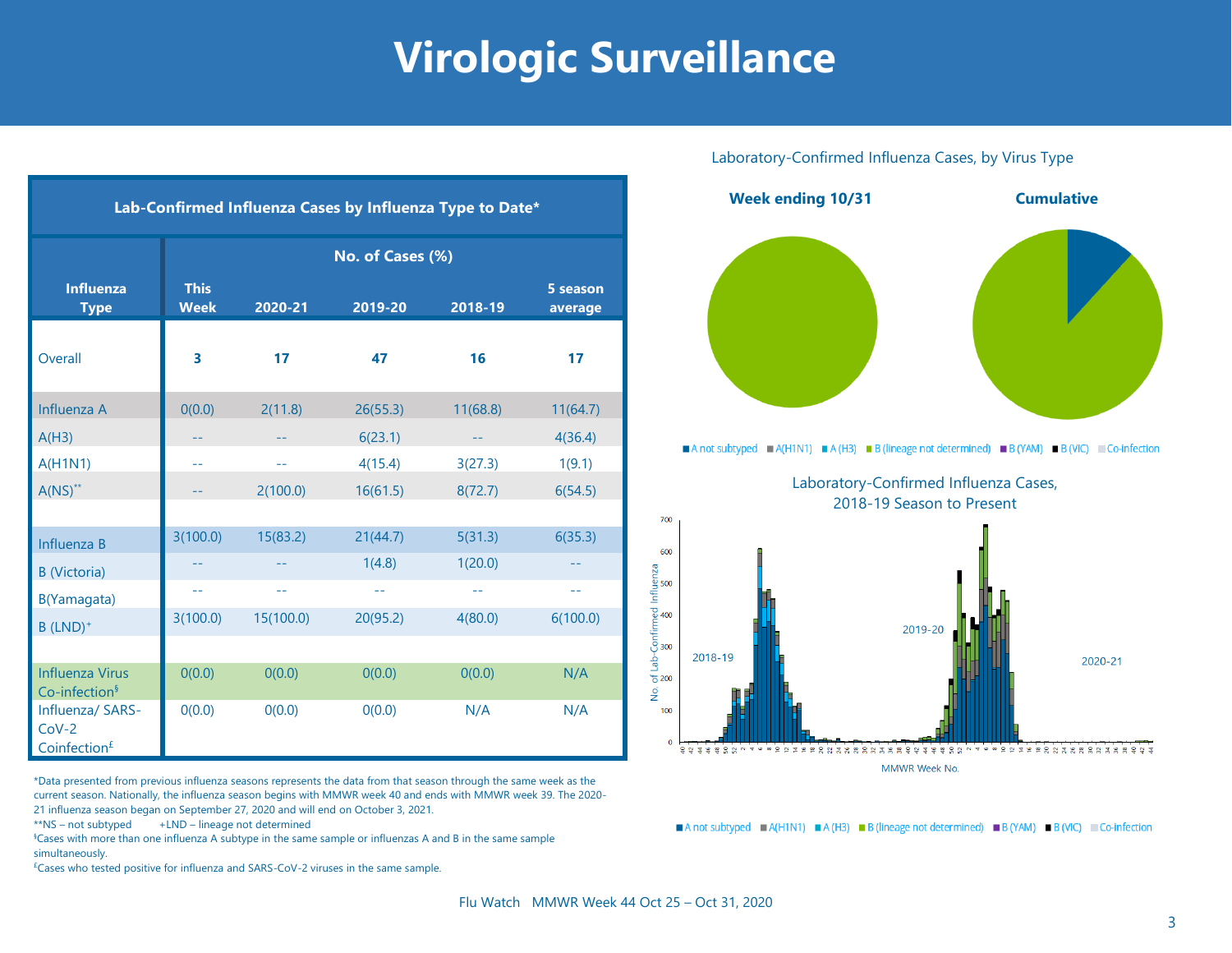# Virologic Surveillance

| Lab-Confirmed Influenza Cases by Influenza Type to Date* | | | | | |
|---|---|---|---|---|---|
| | No. of Cases (%) | | | | |
| Influenza Type | This Week | 2020-21 | 2019-20 | 2018-19 | 5 season average |
| Overall | **3** | **17** | **47** | **16** | **17** |
| Influenza A | 0(0.0) | 2(11.8) | 26(55.3) | 11(68.8) | 11(64.7) |
| A(H3) | -- | -- | 6(23.1) | -- | 4(36.4) |
| A(H1N1) | -- | -- | 4(15.4) | 3(27.3) | 1(9.1) |
| A(NS)** | -- | 2(100.0) | 16(61.5) | 8(72.7) | 6(54.5) |
| Influenza B | 3(100.0) | 15(83.2) | 21(44.7) | 5(31.3) | 6(35.3) |
| B (Victoria) | -- | -- | 1(4.8) | 1(20.0) | -- |
| B(Yamagata) | -- | -- | -- | -- | -- |
| B (LND)+ | 3(100.0) | 15(100.0) | 20(95.2) | 4(80.0) | 6(100.0) |
| Influenza Virus Co-infection§ | 0(0.0) | 0(0.0) | 0(0.0) | 0(0.0) | N/A |
| Influenza/ SARS-CoV-2 Coinfection£ | 0(0.0) | 0(0.0) | 0(0.0) | N/A | N/A |

*Data presented from previous influenza seasons represents the data from that season through the same week as the current season. Nationally, the influenza season begins with MMWR week 40 and ends with MMWR week 39. The 2020-21 influenza season began on September 27, 2020 and will end on October 3, 2021.

**NS – not subtyped   +LND – lineage not determined

§Cases with more than one influenza A subtype in the same sample or influenzas A and B in the same sample simultaneously.

£Cases who tested positive for influenza and SARS-CoV-2 viruses in the same sample.

Laboratory-Confirmed Influenza Cases, by Virus Type

**Week ending 10/31** **Cumulative**

A not subtyped | A(H1N1) | A (H3) | B (lineage not determined) | B (YAM) | B (VIC) | Co-infection

Laboratory-Confirmed Influenza Cases, 2018-19 Season to Present

A not subtyped | A(H1N1) | A (H3) | B (lineage not determined) | B (YAM) | B (VIC) | Co-infection

Flu Watch MMWR Week 44 Oct 25 – Oct 31, 2020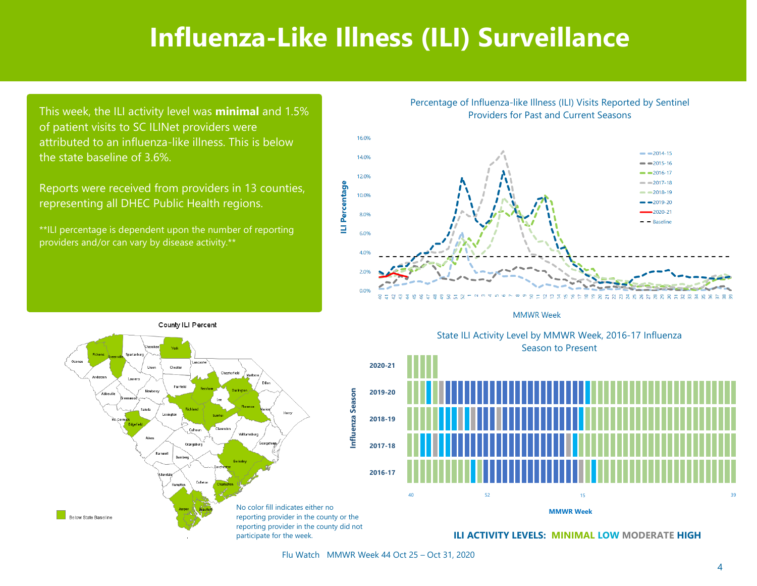# Influenza-Like Illness (ILI) Surveillance

This week, the ILI activity level was **minimal** and 1.5% of patient visits to SC ILINet providers were attributed to an influenza-like illness. This is below the state baseline of 3.6%.

Reports were received from providers in 13 counties, representing all DHEC Public Health regions.

**ILI percentage is dependent upon the number of reporting providers and/or can vary by disease activity.**

Percentage of Influenza-like Illness (ILI) Visits Reported by Sentinel Providers for Past and Current Seasons

County ILI Percent

Below State Baseline

No color fill indicates either no reporting provider in the county or the reporting provider in the county did not participate for the week.

State ILI Activity Level by MMWR Week, 2016-17 Influenza Season to Present

ILI ACTIVITY LEVELS: MINIMAL LOW MODERATE HIGH

Flu Watch MMWR Week 44 Oct 25 – Oct 31, 2020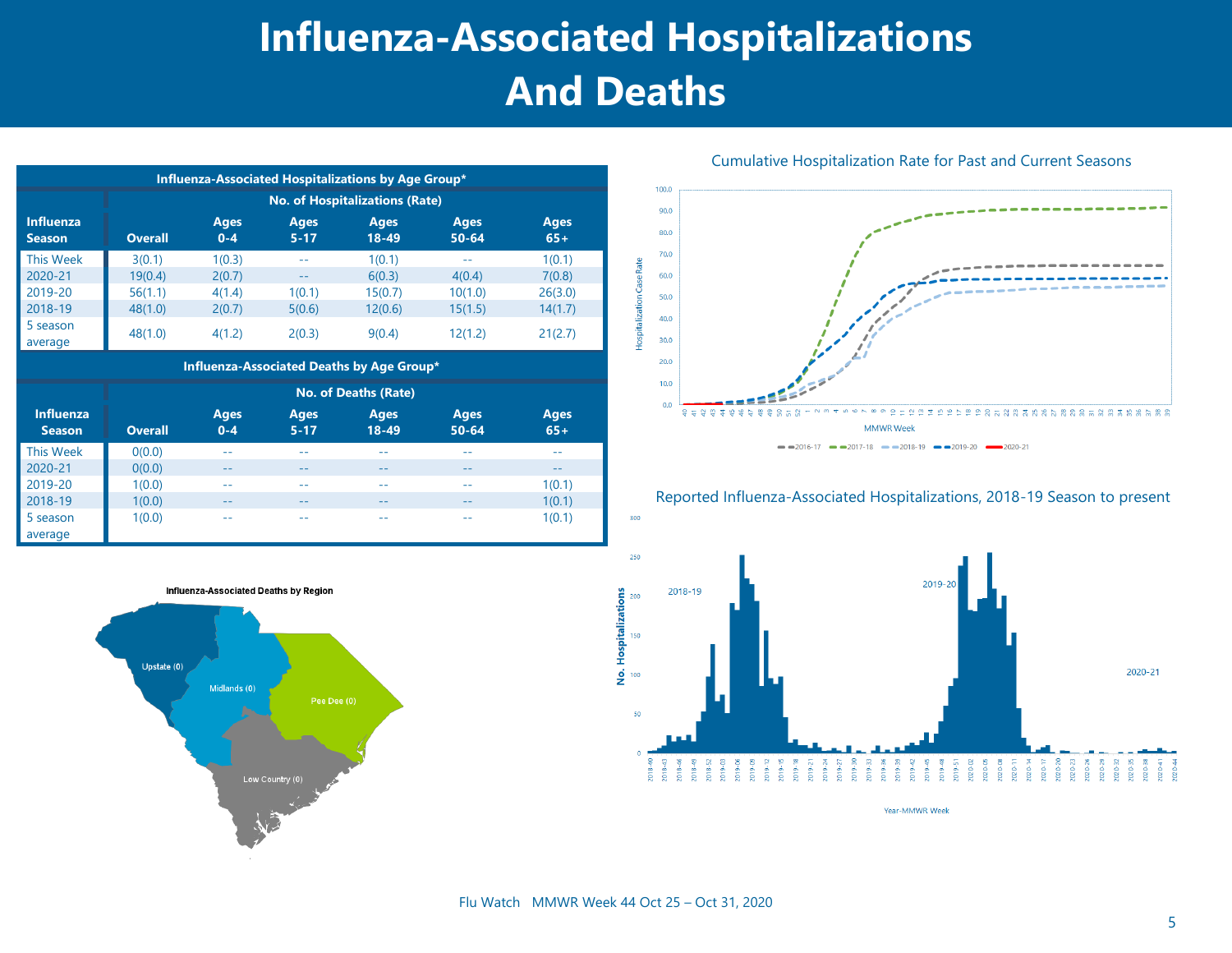# Influenza-Associated Hospitalizations And Deaths

| Influenza-Associated Hospitalizations by Age Group* | | | | | | |
|---|---|---|---|---|---|---|
| | No. of Hospitalizations (Rate) | | | | | |
| Influenza Season | Overall | Ages 0-4 | Ages 5-17 | Ages 18-49 | Ages 50-64 | Ages 65+ |
| This Week | 3(0.1) | 1(0.3) | -- | 1(0.1) | -- | 1(0.1) |
| 2020-21 | 19(0.4) | 2(0.7) | -- | 6(0.3) | 4(0.4) | 7(0.8) |
| 2019-20 | 56(1.1) | 4(1.4) | 1(0.1) | 15(0.7) | 10(1.0) | 26(3.0) |
| 2018-19 | 48(1.0) | 2(0.7) | 5(0.6) | 12(0.6) | 15(1.5) | 14(1.7) |
| 5 season average | 48(1.0) | 4(1.2) | 2(0.3) | 9(0.4) | 12(1.2) | 21(2.7) |

| Influenza-Associated Deaths by Age Group* | | | | | | |
|---|---|---|---|---|---|---|
| | No. of Deaths (Rate) | | | | | |
| Influenza Season | Overall | Ages 0-4 | Ages 5-17 | Ages 18-49 | Ages 50-64 | Ages 65+ |
| This Week | 0(0.0) | -- | -- | -- | -- | -- |
| 2020-21 | 0(0.0) | -- | -- | -- | -- | -- |
| 2019-20 | 1(0.0) | -- | -- | -- | -- | 1(0.1) |
| 2018-19 | 1(0.0) | -- | -- | -- | -- | 1(0.1) |
| 5 season average | 1(0.0) | -- | -- | -- | -- | 1(0.1) |

Influenza-Associated Deaths by Region

Upstate (0)
Midlands (0)
Pee Dee (0)
Low Country (0)

Cumulative Hospitalization Rate for Past and Current Seasons

Hospitalization Case Rate

MMWR Week

2016-17 2017-18 2018-19 2019-20 2020-21

Reported Influenza-Associated Hospitalizations, 2018-19 Season to present

No. Hospitalizations

2018-19
2019-20
2020-21

Year-MMWR Week

Flu Watch MMWR Week 44 Oct 25 – Oct 31, 2020